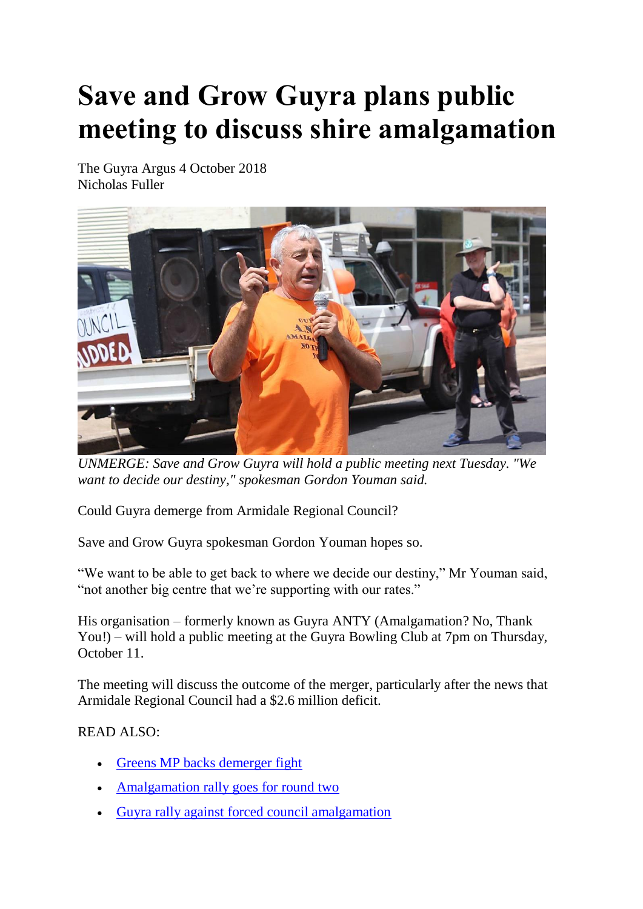# Save and Grow Guyra plans public meeting to discuss shire amalgamation

The Guyra Argus 4 October 2018
Nicholas Fuller

*UNMERGE: Save and Grow Guyra will hold a public meeting next Tuesday. "We want to decide our destiny," spokesman Gordon Youman said.*

Could Guyra demerge from Armidale Regional Council?

Save and Grow Guyra spokesman Gordon Youman hopes so.

"We want to be able to get back to where we decide our destiny," Mr Youman said, "not another big centre that we're supporting with our rates."

His organisation – formerly known as Guyra ANTY (Amalgamation? No, Thank You!) – will hold a public meeting at the Guyra Bowling Club at 7pm on Thursday, October 11.

The meeting will discuss the outcome of the merger, particularly after the news that Armidale Regional Council had a $2.6 million deficit.

READ ALSO:

- Greens MP backs demerger fight
- Amalgamation rally goes for round two
- Guyra rally against forced council amalgamation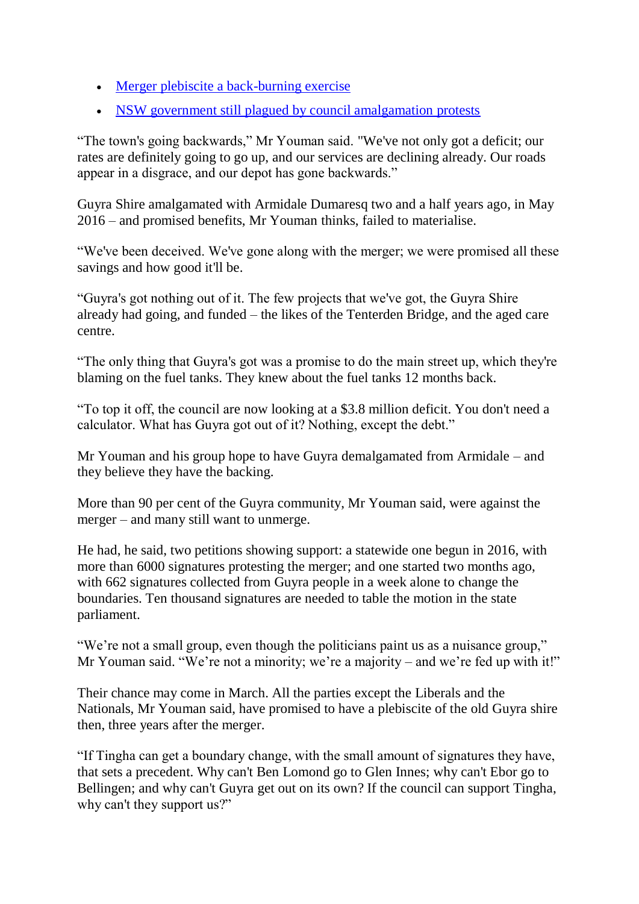- [Merger plebiscite a back-burning exercise]()
- [NSW government still plagued by council amalgamation protests]()

“The town's going backwards,” Mr Youman said. "We've not only got a deficit; our rates are definitely going to go up, and our services are declining already. Our roads appear in a disgrace, and our depot has gone backwards.”

Guyra Shire amalgamated with Armidale Dumaresq two and a half years ago, in May 2016 – and promised benefits, Mr Youman thinks, failed to materialise.

“We've been deceived. We've gone along with the merger; we were promised all these savings and how good it'll be.

“Guyra's got nothing out of it. The few projects that we've got, the Guyra Shire already had going, and funded – the likes of the Tenterden Bridge, and the aged care centre.

“The only thing that Guyra's got was a promise to do the main street up, which they're blaming on the fuel tanks. They knew about the fuel tanks 12 months back.

“To top it off, the council are now looking at a $3.8 million deficit. You don't need a calculator. What has Guyra got out of it? Nothing, except the debt.”

Mr Youman and his group hope to have Guyra demalgamated from Armidale – and they believe they have the backing.

More than 90 per cent of the Guyra community, Mr Youman said, were against the merger – and many still want to unmerge.

He had, he said, two petitions showing support: a statewide one begun in 2016, with more than 6000 signatures protesting the merger; and one started two months ago, with 662 signatures collected from Guyra people in a week alone to change the boundaries. Ten thousand signatures are needed to table the motion in the state parliament.

“We’re not a small group, even though the politicians paint us as a nuisance group,” Mr Youman said. “We’re not a minority; we’re a majority – and we’re fed up with it!”

Their chance may come in March. All the parties except the Liberals and the Nationals, Mr Youman said, have promised to have a plebiscite of the old Guyra shire then, three years after the merger.

“If Tingha can get a boundary change, with the small amount of signatures they have, that sets a precedent. Why can't Ben Lomond go to Glen Innes; why can't Ebor go to Bellingen; and why can't Guyra get out on its own? If the council can support Tingha, why can't they support us?”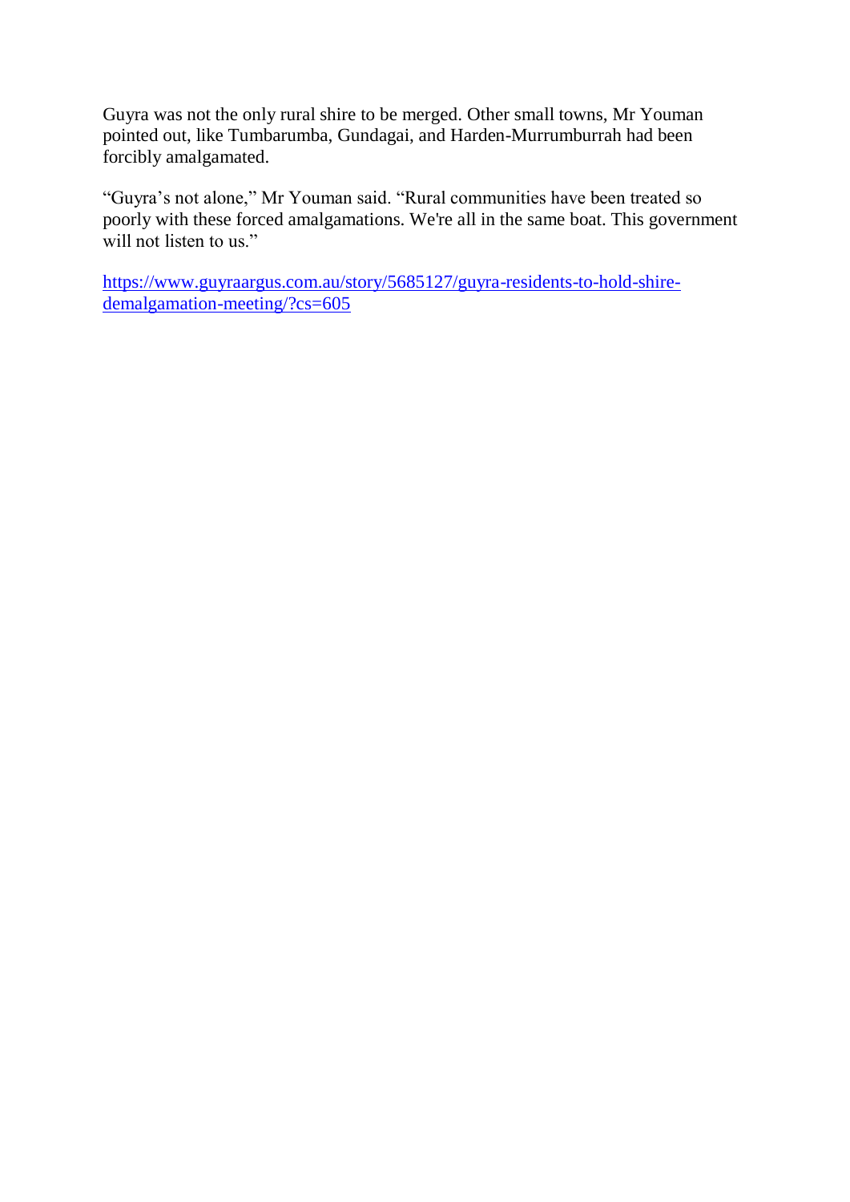Guyra was not the only rural shire to be merged. Other small towns, Mr Youman pointed out, like Tumbarumba, Gundagai, and Harden-Murrumburrah had been forcibly amalgamated.

"Guyra's not alone," Mr Youman said. "Rural communities have been treated so poorly with these forced amalgamations. We're all in the same boat. This government will not listen to us."

https://www.guyraargus.com.au/story/5685127/guyra-residents-to-hold-shire-demalgamation-meeting/?cs=605